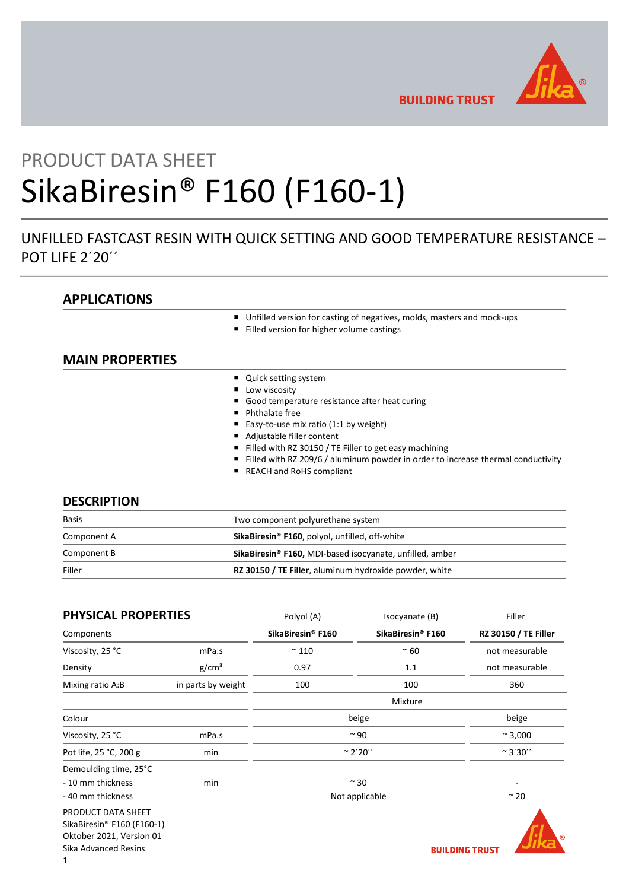# PRODUCT DATA SHEET

# SikaBiresin® F160 (F160-1)

## UNFILLED FASTCAST RESIN WITH QUICK SETTING AND GOOD TEMPERATURE RESISTANCE – POT LIFE 2´20´´

## APPLICATIONS

- Unfilled version for casting of negatives, molds, masters and mock-ups
- Filled version for higher volume castings

## MAIN PROPERTIES

- Quick setting system
- Low viscosity
- Good temperature resistance after heat curing
- Phthalate free
- Easy-to-use mix ratio (1:1 by weight)
- Adjustable filler content
- Filled with RZ 30150 / TE Filler to get easy machining
- Filled with RZ 209/6 / aluminum powder in order to increase thermal conductivity
- REACH and RoHS compliant

## DESCRIPTION

| | |
|---|---|
| Basis | Two component polyurethane system |
| Component A | **SikaBiresin® F160**, polyol, unfilled, off-white |
| Component B | **SikaBiresin® F160,** MDI-based isocyanate, unfilled, amber |
| Filler | **RZ 30150 / TE Filler**, aluminum hydroxide powder, white |

## PHYSICAL PROPERTIES

| | | Polyol (A) | Isocyanate (B) | Filler |
|---|---|---|---|---|
| Components | | **SikaBiresin® F160** | **SikaBiresin® F160** | **RZ 30150 / TE Filler** |
| Viscosity, 25 °C | mPa.s | ~ 110 | ~ 60 | not measurable |
| Density | g/cm³ | 0.97 | 1.1 | not measurable |
| Mixing ratio A:B | in parts by weight | 100 | 100 | 360 |
| | | Mixture | | |
| Colour | | beige | | beige |
| Viscosity, 25 °C | mPa.s | ~ 90 | | ~ 3,000 |
| Pot life, 25 °C, 200 g | min | ~ 2´20´´ | | ~ 3´30´´ |
| Demoulding time, 25°C | | | | |
| - 10 mm thickness | min | ~ 30 | | - |
| - 40 mm thickness | | Not applicable | | ~ 20 |

PRODUCT DATA SHEET
SikaBiresin® F160 (F160-1)
Oktober 2021, Version 01
Sika Advanced Resins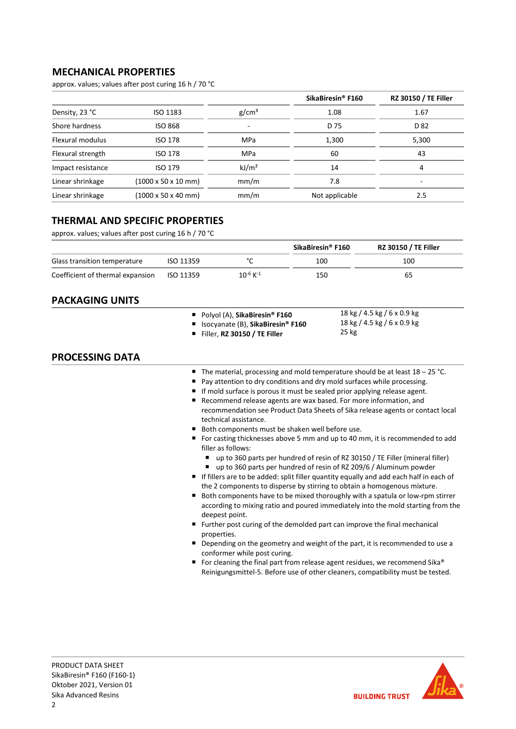## MECHANICAL PROPERTIES

approx. values; values after post curing 16 h / 70 °C

| | | | SikaBiresin® F160 | RZ 30150 / TE Filler |
|---|---|---|---|---|
| Density, 23 °C | ISO 1183 | g/cm³ | 1.08 | 1.67 |
| Shore hardness | ISO 868 | - | D 75 | D 82 |
| Flexural modulus | ISO 178 | MPa | 1,300 | 5,300 |
| Flexural strength | ISO 178 | MPa | 60 | 43 |
| Impact resistance | ISO 179 | kJ/m² | 14 | 4 |
| Linear shrinkage | (1000 x 50 x 10 mm) | mm/m | 7.8 | - |
| Linear shrinkage | (1000 x 50 x 40 mm) | mm/m | Not applicable | 2.5 |

## THERMAL AND SPECIFIC PROPERTIES

approx. values; values after post curing 16 h / 70 °C

| | | | SikaBiresin® F160 | RZ 30150 / TE Filler |
|---|---|---|---|---|
| Glass transition temperature | ISO 11359 | °C | 100 | 100 |
| Coefficient of thermal expansion | ISO 11359 | $10^{-6}$ $K^{-1}$ | 150 | 65 |

## PACKAGING UNITS

| | |
|---|---|
| Polyol (A), **SikaBiresin® F160** | 18 kg / 4.5 kg / 6 x 0.9 kg |
| Isocyanate (B), **SikaBiresin® F160** | 18 kg / 4.5 kg / 6 x 0.9 kg |
| Filler, **RZ 30150 / TE Filler** | 25 kg |

## PROCESSING DATA

- The material, processing and mold temperature should be at least 18 – 25 °C.
- Pay attention to dry conditions and dry mold surfaces while processing.
- If mold surface is porous it must be sealed prior applying release agent.
- Recommend release agents are wax based. For more information, and recommendation see Product Data Sheets of Sika release agents or contact local technical assistance.
- Both components must be shaken well before use.
- For casting thicknesses above 5 mm and up to 40 mm, it is recommended to add filler as follows:
  - up to 360 parts per hundred of resin of RZ 30150 / TE Filler (mineral filler)
  - up to 360 parts per hundred of resin of RZ 209/6 / Aluminum powder
- If fillers are to be added: split filler quantity equally and add each half in each of the 2 components to disperse by stirring to obtain a homogenous mixture.
- Both components have to be mixed thoroughly with a spatula or low-rpm stirrer according to mixing ratio and poured immediately into the mold starting from the deepest point.
- Further post curing of the demolded part can improve the final mechanical properties.
- Depending on the geometry and weight of the part, it is recommended to use a conformer while post curing.
- For cleaning the final part from release agent residues, we recommend Sika® Reinigungsmittel-5. Before use of other cleaners, compatibility must be tested.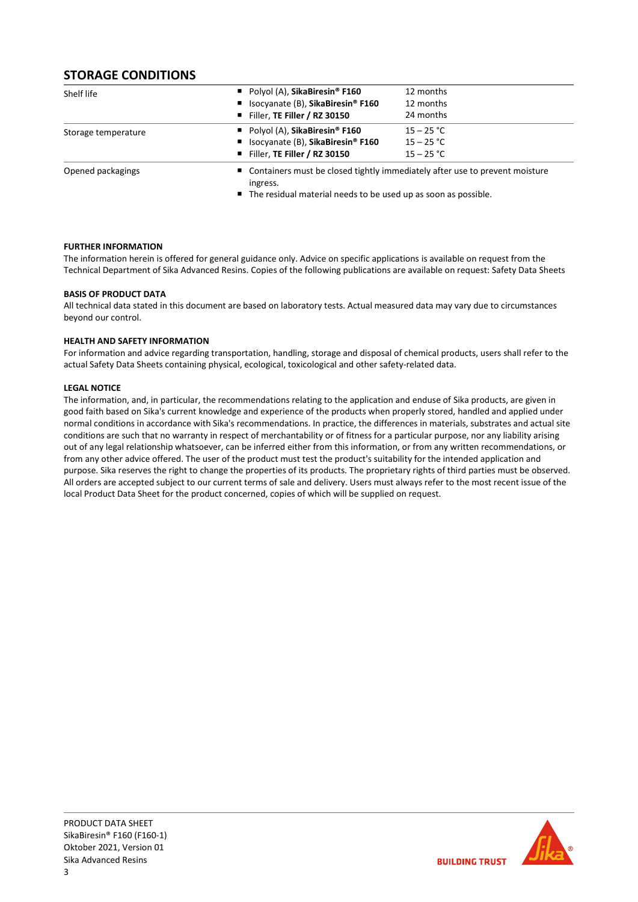## STORAGE CONDITIONS

| | | |
|---|---|---|
| Shelf life | ■ Polyol (A), **SikaBiresin® F160**<br>■ Isocyanate (B), **SikaBiresin® F160**<br>■ Filler, **TE Filler / RZ 30150** | 12 months<br>12 months<br>24 months |
| Storage temperature | ■ Polyol (A), **SikaBiresin® F160**<br>■ Isocyanate (B), **SikaBiresin® F160**<br>■ Filler, **TE Filler / RZ 30150** | 15 – 25 °C<br>15 – 25 °C<br>15 – 25 °C |
| Opened packagings | ■ Containers must be closed tightly immediately after use to prevent moisture ingress.<br>■ The residual material needs to be used up as soon as possible. | |

**FURTHER INFORMATION**

The information herein is offered for general guidance only. Advice on specific applications is available on request from the Technical Department of Sika Advanced Resins. Copies of the following publications are available on request: Safety Data Sheets

**BASIS OF PRODUCT DATA**

All technical data stated in this document are based on laboratory tests. Actual measured data may vary due to circumstances beyond our control.

**HEALTH AND SAFETY INFORMATION**

For information and advice regarding transportation, handling, storage and disposal of chemical products, users shall refer to the actual Safety Data Sheets containing physical, ecological, toxicological and other safety-related data.

**LEGAL NOTICE**

The information, and, in particular, the recommendations relating to the application and enduse of Sika products, are given in good faith based on Sika's current knowledge and experience of the products when properly stored, handled and applied under normal conditions in accordance with Sika's recommendations. In practice, the differences in materials, substrates and actual site conditions are such that no warranty in respect of merchantability or of fitness for a particular purpose, nor any liability arising out of any legal relationship whatsoever, can be inferred either from this information, or from any written recommendations, or from any other advice offered. The user of the product must test the product's suitability for the intended application and purpose. Sika reserves the right to change the properties of its products. The proprietary rights of third parties must be observed. All orders are accepted subject to our current terms of sale and delivery. Users must always refer to the most recent issue of the local Product Data Sheet for the product concerned, copies of which will be supplied on request.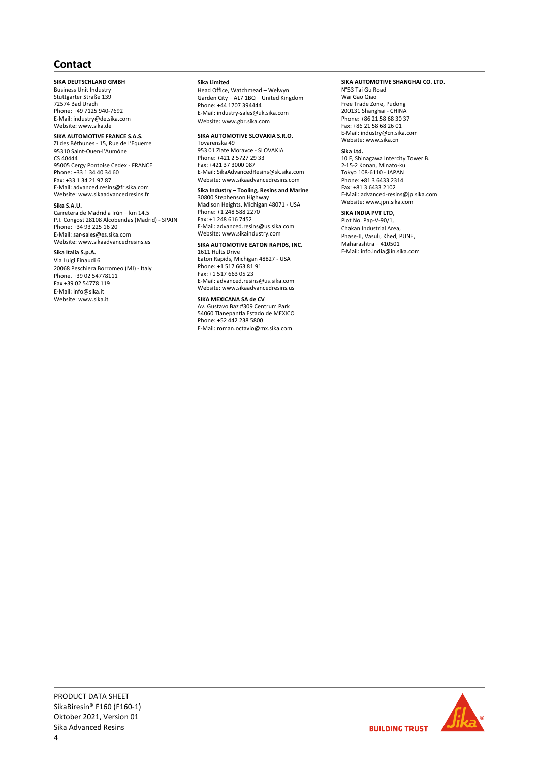## Contact

**SIKA DEUTSCHLAND GMBH**
Business Unit Industry
Stuttgarter Straße 139
72574 Bad Urach
Phone: +49 7125 940-7692
E-Mail: industry@de.sika.com
Website: www.sika.de

**SIKA AUTOMOTIVE FRANCE S.A.S.**
ZI des Béthunes - 15, Rue de l'Equerre
95310 Saint-Ouen-l'Aumône
CS 40444
95005 Cergy Pontoise Cedex - FRANCE
Phone: +33 1 34 40 34 60
Fax: +33 1 34 21 97 87
E-Mail: advanced.resins@fr.sika.com
Website: www.sikaadvancedresins.fr

**Sika S.A.U.**
Carretera de Madrid a Irún – km 14.5
P.I. Congost 28108 Alcobendas (Madrid) - SPAIN
Phone: +34 93 225 16 20
E-Mail: sar-sales@es.sika.com
Website: www.sikaadvancedresins.es

**Sika Italia S.p.A.**
Via Luigi Einaudi 6
20068 Peschiera Borromeo (MI) - Italy
Phone. +39 02 54778111
Fax +39 02 54778 119
E-Mail: info@sika.it
Website: www.sika.it

**Sika Limited**
Head Office, Watchmead – Welwyn
Garden City – AL7 1BQ – United Kingdom
Phone: +44 1707 394444
E-Mail: industry-sales@uk.sika.com
Website: www.gbr.sika.com

**SIKA AUTOMOTIVE SLOVAKIA S.R.O.**
Tovarenska 49
953 01 Zlate Moravce - SLOVAKIA
Phone: +421 2 5727 29 33
Fax: +421 37 3000 087
E-Mail: SikaAdvancedResins@sk.sika.com
Website: www.sikaadvancedresins.com

**Sika Industry – Tooling, Resins and Marine**
30800 Stephenson Highway
Madison Heights, Michigan 48071 - USA
Phone: +1 248 588 2270
Fax: +1 248 616 7452
E-Mail: advanced.resins@us.sika.com
Website: www.sikaindustry.com

**SIKA AUTOMOTIVE EATON RAPIDS, INC.**
1611 Hults Drive
Eaton Rapids, Michigan 48827 - USA
Phone: +1 517 663 81 91
Fax: +1 517 663 05 23
E-Mail: advanced.resins@us.sika.com
Website: www.sikaadvancedresins.us

**SIKA MEXICANA SA de CV**
Av. Gustavo Baz #309 Centrum Park
54060 Tlanepantla Estado de MEXICO
Phone: +52 442 238 5800
E-Mail: roman.octavio@mx.sika.com

**SIKA AUTOMOTIVE SHANGHAI CO. LTD.**
N°53 Tai Gu Road
Wai Gao Qiao
Free Trade Zone, Pudong
200131 Shanghai - CHINA
Phone: +86 21 58 68 30 37
Fax: +86 21 58 68 26 01
E-Mail: industry@cn.sika.com
Website: www.sika.cn

**Sika Ltd.**
10 F, Shinagawa Intercity Tower B.
2-15-2 Konan, Minato-ku
Tokyo 108-6110 - JAPAN
Phone: +81 3 6433 2314
Fax: +81 3 6433 2102
E-Mail: advanced-resins@jp.sika.com
Website: www.jpn.sika.com

**SIKA INDIA PVT LTD,**
Plot No. Pap-V-90/1,
Chakan Industrial Area,
Phase-II, Vasuli, Khed, PUNE,
Maharashtra – 410501
E-Mail: info.india@in.sika.com

PRODUCT DATA SHEET
SikaBiresin® F160 (F160-1)
Oktober 2021, Version 01
Sika Advanced Resins

BUILDING TRUST